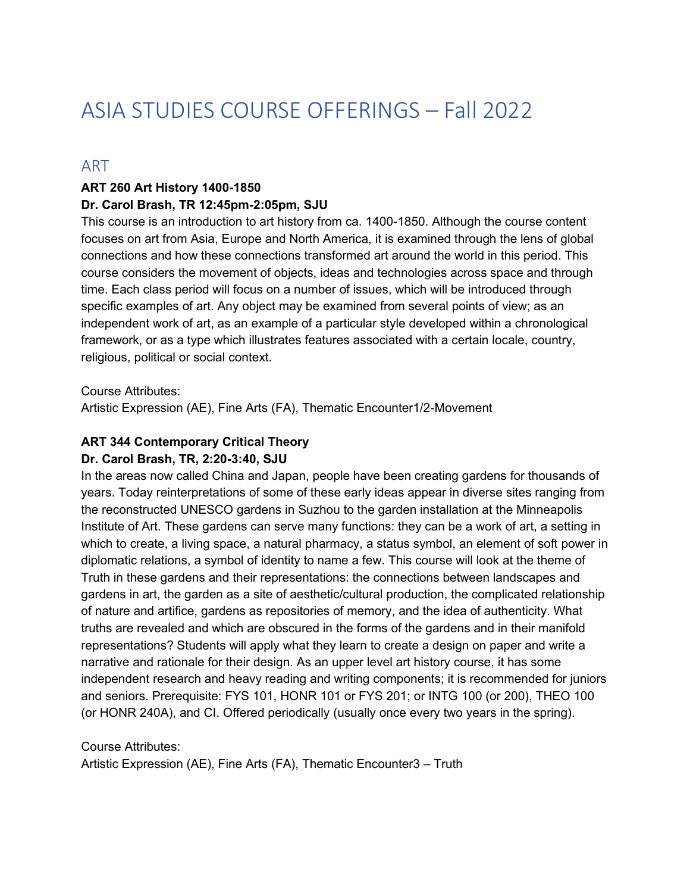# ASIA STUDIES COURSE OFFERINGS – Fall 2022

## ART

**ART 260 Art History 1400-1850**
**Dr. Carol Brash, TR 12:45pm-2:05pm, SJU**

This course is an introduction to art history from ca. 1400-1850. Although the course content focuses on art from Asia, Europe and North America, it is examined through the lens of global connections and how these connections transformed art around the world in this period. This course considers the movement of objects, ideas and technologies across space and through time. Each class period will focus on a number of issues, which will be introduced through specific examples of art. Any object may be examined from several points of view; as an independent work of art, as an example of a particular style developed within a chronological framework, or as a type which illustrates features associated with a certain locale, country, religious, political or social context.

Course Attributes:
Artistic Expression (AE), Fine Arts (FA), Thematic Encounter1/2-Movement

**ART 344 Contemporary Critical Theory**
**Dr. Carol Brash, TR, 2:20-3:40, SJU**

In the areas now called China and Japan, people have been creating gardens for thousands of years. Today reinterpretations of some of these early ideas appear in diverse sites ranging from the reconstructed UNESCO gardens in Suzhou to the garden installation at the Minneapolis Institute of Art. These gardens can serve many functions: they can be a work of art, a setting in which to create, a living space, a natural pharmacy, a status symbol, an element of soft power in diplomatic relations, a symbol of identity to name a few. This course will look at the theme of Truth in these gardens and their representations: the connections between landscapes and gardens in art, the garden as a site of aesthetic/cultural production, the complicated relationship of nature and artifice, gardens as repositories of memory, and the idea of authenticity. What truths are revealed and which are obscured in the forms of the gardens and in their manifold representations? Students will apply what they learn to create a design on paper and write a narrative and rationale for their design. As an upper level art history course, it has some independent research and heavy reading and writing components; it is recommended for juniors and seniors. Prerequisite: FYS 101, HONR 101 or FYS 201; or INTG 100 (or 200), THEO 100 (or HONR 240A), and CI. Offered periodically (usually once every two years in the spring).

Course Attributes:
Artistic Expression (AE), Fine Arts (FA), Thematic Encounter3 – Truth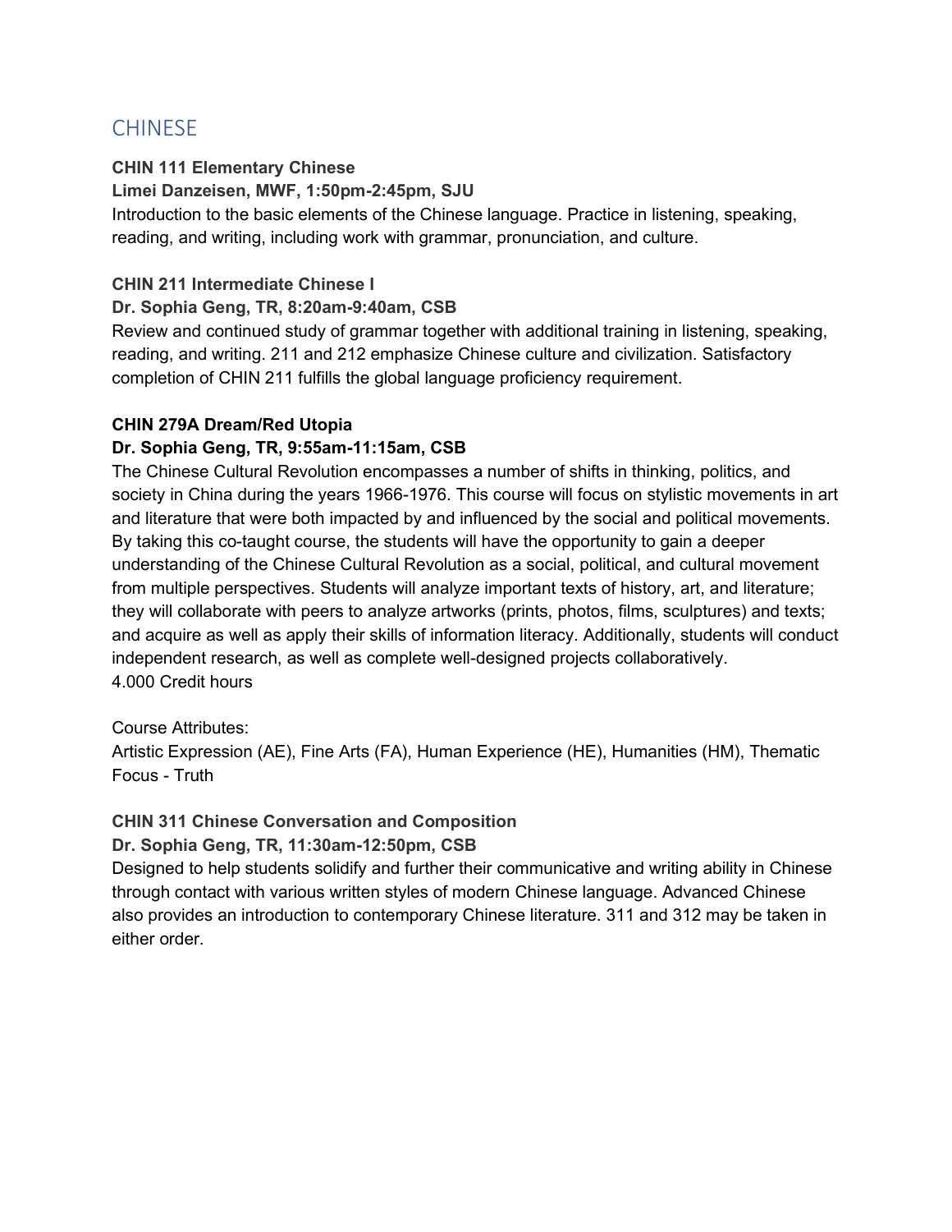## CHINESE

**CHIN 111 Elementary Chinese**

**Limei Danzeisen, MWF, 1:50pm-2:45pm, SJU**

Introduction to the basic elements of the Chinese language. Practice in listening, speaking, reading, and writing, including work with grammar, pronunciation, and culture.

**CHIN 211 Intermediate Chinese I**

**Dr. Sophia Geng, TR, 8:20am-9:40am, CSB**

Review and continued study of grammar together with additional training in listening, speaking, reading, and writing. 211 and 212 emphasize Chinese culture and civilization. Satisfactory completion of CHIN 211 fulfills the global language proficiency requirement.

**CHIN 279A Dream/Red Utopia**

**Dr. Sophia Geng, TR, 9:55am-11:15am, CSB**

The Chinese Cultural Revolution encompasses a number of shifts in thinking, politics, and society in China during the years 1966-1976. This course will focus on stylistic movements in art and literature that were both impacted by and influenced by the social and political movements. By taking this co-taught course, the students will have the opportunity to gain a deeper understanding of the Chinese Cultural Revolution as a social, political, and cultural movement from multiple perspectives. Students will analyze important texts of history, art, and literature; they will collaborate with peers to analyze artworks (prints, photos, films, sculptures) and texts; and acquire as well as apply their skills of information literacy. Additionally, students will conduct independent research, as well as complete well-designed projects collaboratively.
4.000 Credit hours

Course Attributes:
Artistic Expression (AE), Fine Arts (FA), Human Experience (HE), Humanities (HM), Thematic Focus - Truth

**CHIN 311 Chinese Conversation and Composition**

**Dr. Sophia Geng, TR, 11:30am-12:50pm, CSB**

Designed to help students solidify and further their communicative and writing ability in Chinese through contact with various written styles of modern Chinese language. Advanced Chinese also provides an introduction to contemporary Chinese literature. 311 and 312 may be taken in either order.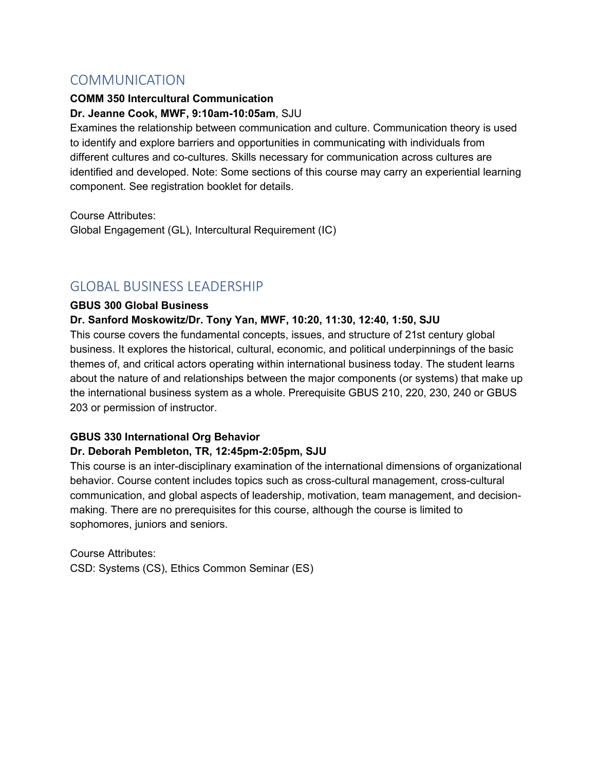## COMMUNICATION

**COMM 350 Intercultural Communication**
**Dr. Jeanne Cook, MWF, 9:10am-10:05am**, SJU
Examines the relationship between communication and culture. Communication theory is used to identify and explore barriers and opportunities in communicating with individuals from different cultures and co-cultures. Skills necessary for communication across cultures are identified and developed. Note: Some sections of this course may carry an experiential learning component. See registration booklet for details.

Course Attributes:
Global Engagement (GL), Intercultural Requirement (IC)

## GLOBAL BUSINESS LEADERSHIP

**GBUS 300 Global Business**
**Dr. Sanford Moskowitz/Dr. Tony Yan, MWF, 10:20, 11:30, 12:40, 1:50, SJU**
This course covers the fundamental concepts, issues, and structure of 21st century global business. It explores the historical, cultural, economic, and political underpinnings of the basic themes of, and critical actors operating within international business today. The student learns about the nature of and relationships between the major components (or systems) that make up the international business system as a whole. Prerequisite GBUS 210, 220, 230, 240 or GBUS 203 or permission of instructor.

**GBUS 330 International Org Behavior**
**Dr. Deborah Pembleton, TR, 12:45pm-2:05pm, SJU**
This course is an inter-disciplinary examination of the international dimensions of organizational behavior. Course content includes topics such as cross-cultural management, cross-cultural communication, and global aspects of leadership, motivation, team management, and decision-making. There are no prerequisites for this course, although the course is limited to sophomores, juniors and seniors.

Course Attributes:
CSD: Systems (CS), Ethics Common Seminar (ES)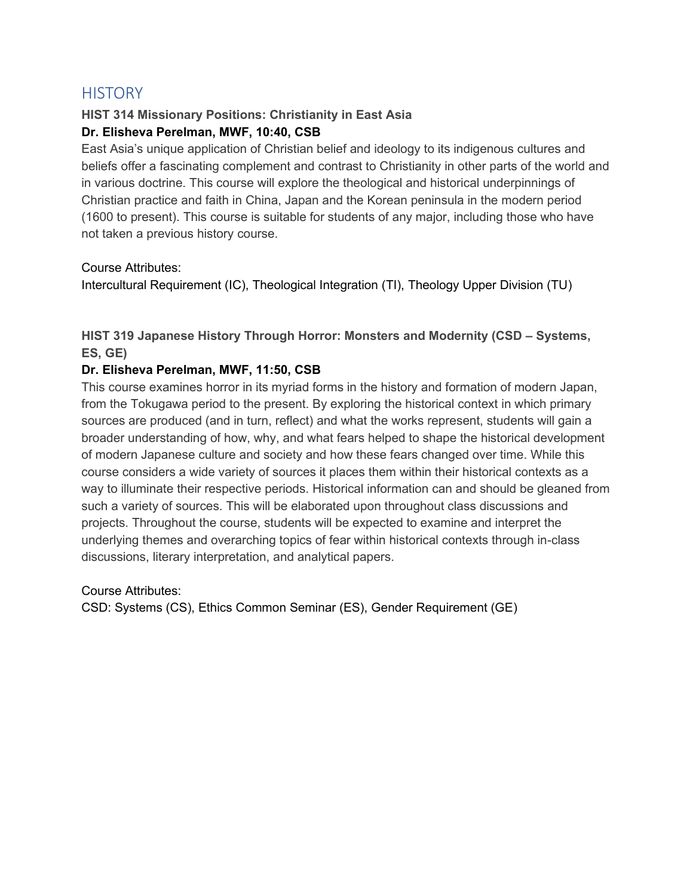# HISTORY

**HIST 314 Missionary Positions: Christianity in East Asia**

**Dr. Elisheva Perelman, MWF, 10:40, CSB**

East Asia's unique application of Christian belief and ideology to its indigenous cultures and beliefs offer a fascinating complement and contrast to Christianity in other parts of the world and in various doctrine. This course will explore the theological and historical underpinnings of Christian practice and faith in China, Japan and the Korean peninsula in the modern period (1600 to present). This course is suitable for students of any major, including those who have not taken a previous history course.

Course Attributes:
Intercultural Requirement (IC), Theological Integration (TI), Theology Upper Division (TU)

**HIST 319 Japanese History Through Horror: Monsters and Modernity (CSD – Systems, ES, GE)**

**Dr. Elisheva Perelman, MWF, 11:50, CSB**

This course examines horror in its myriad forms in the history and formation of modern Japan, from the Tokugawa period to the present. By exploring the historical context in which primary sources are produced (and in turn, reflect) and what the works represent, students will gain a broader understanding of how, why, and what fears helped to shape the historical development of modern Japanese culture and society and how these fears changed over time. While this course considers a wide variety of sources it places them within their historical contexts as a way to illuminate their respective periods. Historical information can and should be gleaned from such a variety of sources. This will be elaborated upon throughout class discussions and projects. Throughout the course, students will be expected to examine and interpret the underlying themes and overarching topics of fear within historical contexts through in-class discussions, literary interpretation, and analytical papers.

Course Attributes:
CSD: Systems (CS), Ethics Common Seminar (ES), Gender Requirement (GE)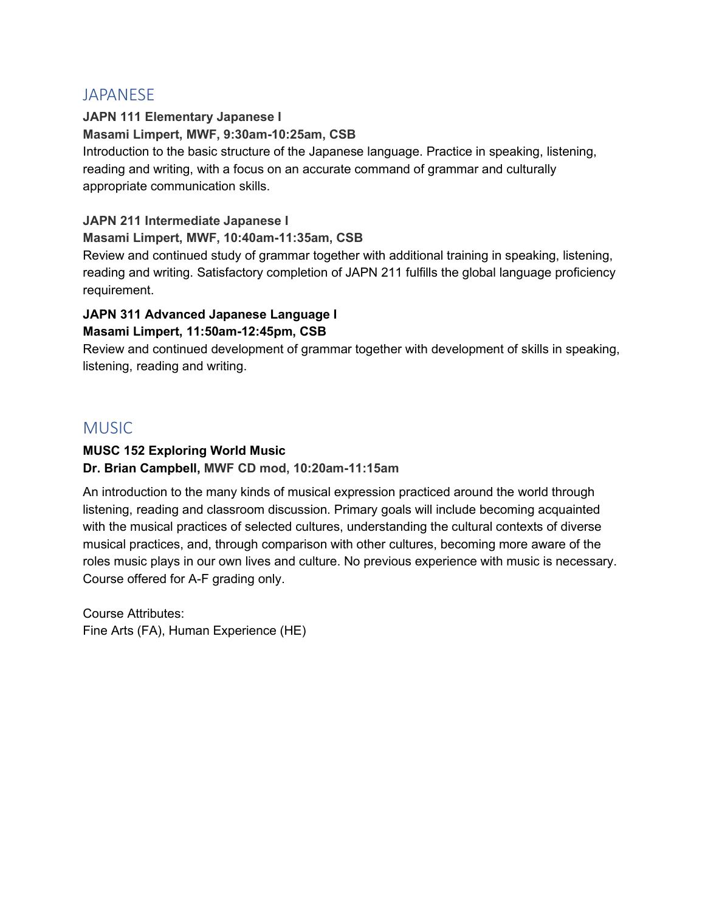## JAPANESE

**JAPN 111 Elementary Japanese I**
**Masami Limpert, MWF, 9:30am-10:25am, CSB**
Introduction to the basic structure of the Japanese language. Practice in speaking, listening, reading and writing, with a focus on an accurate command of grammar and culturally appropriate communication skills.

**JAPN 211 Intermediate Japanese I**
**Masami Limpert, MWF, 10:40am-11:35am, CSB**
Review and continued study of grammar together with additional training in speaking, listening, reading and writing. Satisfactory completion of JAPN 211 fulfills the global language proficiency requirement.

**JAPN 311 Advanced Japanese Language I**
**Masami Limpert, 11:50am-12:45pm, CSB**
Review and continued development of grammar together with development of skills in speaking, listening, reading and writing.

## MUSIC

**MUSC 152 Exploring World Music**
**Dr. Brian Campbell, MWF CD mod, 10:20am-11:15am**

An introduction to the many kinds of musical expression practiced around the world through listening, reading and classroom discussion. Primary goals will include becoming acquainted with the musical practices of selected cultures, understanding the cultural contexts of diverse musical practices, and, through comparison with other cultures, becoming more aware of the roles music plays in our own lives and culture. No previous experience with music is necessary. Course offered for A-F grading only.

Course Attributes:
Fine Arts (FA), Human Experience (HE)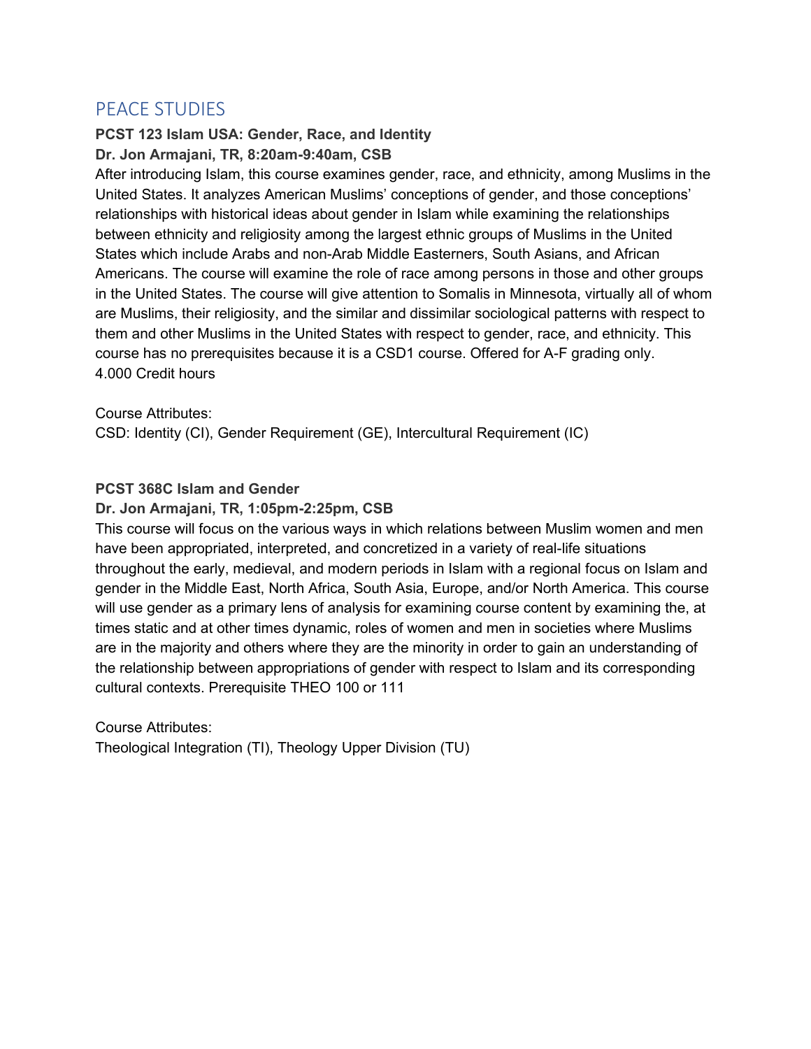## PEACE STUDIES

**PCST 123 Islam USA: Gender, Race, and Identity**
**Dr. Jon Armajani, TR, 8:20am-9:40am, CSB**
After introducing Islam, this course examines gender, race, and ethnicity, among Muslims in the United States. It analyzes American Muslims' conceptions of gender, and those conceptions' relationships with historical ideas about gender in Islam while examining the relationships between ethnicity and religiosity among the largest ethnic groups of Muslims in the United States which include Arabs and non-Arab Middle Easterners, South Asians, and African Americans. The course will examine the role of race among persons in those and other groups in the United States. The course will give attention to Somalis in Minnesota, virtually all of whom are Muslims, their religiosity, and the similar and dissimilar sociological patterns with respect to them and other Muslims in the United States with respect to gender, race, and ethnicity. This course has no prerequisites because it is a CSD1 course. Offered for A-F grading only.
4.000 Credit hours

Course Attributes:
CSD: Identity (CI), Gender Requirement (GE), Intercultural Requirement (IC)

**PCST 368C Islam and Gender**
**Dr. Jon Armajani, TR, 1:05pm-2:25pm, CSB**
This course will focus on the various ways in which relations between Muslim women and men have been appropriated, interpreted, and concretized in a variety of real-life situations throughout the early, medieval, and modern periods in Islam with a regional focus on Islam and gender in the Middle East, North Africa, South Asia, Europe, and/or North America. This course will use gender as a primary lens of analysis for examining course content by examining the, at times static and at other times dynamic, roles of women and men in societies where Muslims are in the majority and others where they are the minority in order to gain an understanding of the relationship between appropriations of gender with respect to Islam and its corresponding cultural contexts. Prerequisite THEO 100 or 111

Course Attributes:
Theological Integration (TI), Theology Upper Division (TU)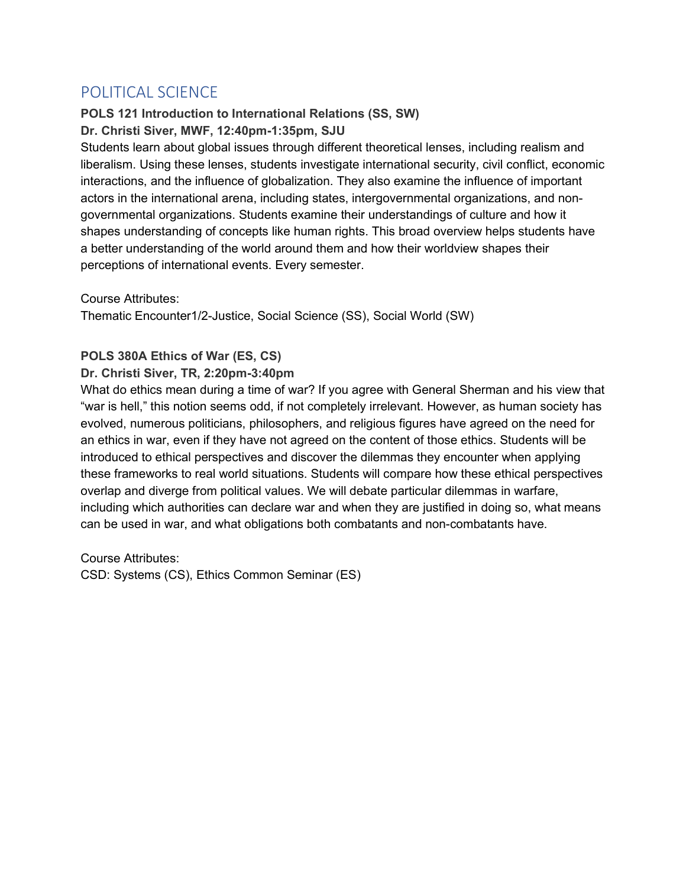## POLITICAL SCIENCE

**POLS 121 Introduction to International Relations (SS, SW)**
**Dr. Christi Siver, MWF, 12:40pm-1:35pm, SJU**

Students learn about global issues through different theoretical lenses, including realism and liberalism. Using these lenses, students investigate international security, civil conflict, economic interactions, and the influence of globalization. They also examine the influence of important actors in the international arena, including states, intergovernmental organizations, and non-governmental organizations. Students examine their understandings of culture and how it shapes understanding of concepts like human rights. This broad overview helps students have a better understanding of the world around them and how their worldview shapes their perceptions of international events. Every semester.

Course Attributes:
Thematic Encounter1/2-Justice, Social Science (SS), Social World (SW)

**POLS 380A Ethics of War (ES, CS)**
**Dr. Christi Siver, TR, 2:20pm-3:40pm**

What do ethics mean during a time of war? If you agree with General Sherman and his view that "war is hell," this notion seems odd, if not completely irrelevant. However, as human society has evolved, numerous politicians, philosophers, and religious figures have agreed on the need for an ethics in war, even if they have not agreed on the content of those ethics. Students will be introduced to ethical perspectives and discover the dilemmas they encounter when applying these frameworks to real world situations. Students will compare how these ethical perspectives overlap and diverge from political values. We will debate particular dilemmas in warfare, including which authorities can declare war and when they are justified in doing so, what means can be used in war, and what obligations both combatants and non-combatants have.

Course Attributes:
CSD: Systems (CS), Ethics Common Seminar (ES)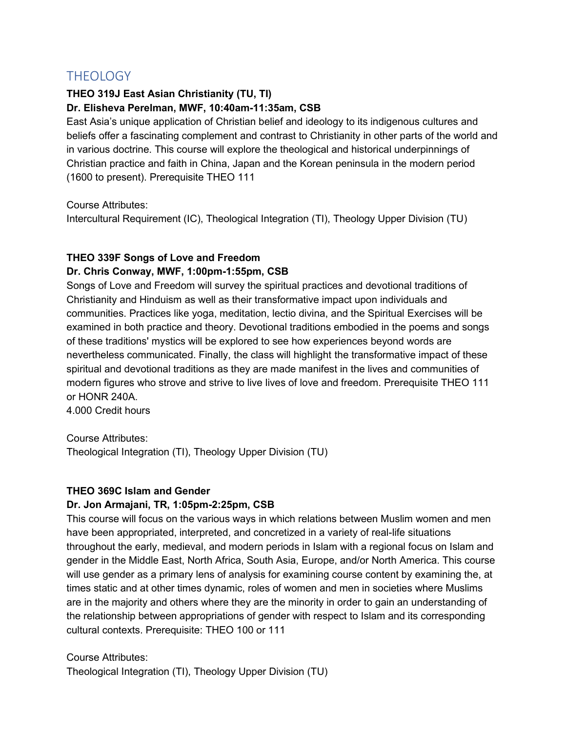## THEOLOGY

**THEO 319J East Asian Christianity (TU, TI)**
**Dr. Elisheva Perelman, MWF, 10:40am-11:35am, CSB**
East Asia's unique application of Christian belief and ideology to its indigenous cultures and beliefs offer a fascinating complement and contrast to Christianity in other parts of the world and in various doctrine. This course will explore the theological and historical underpinnings of Christian practice and faith in China, Japan and the Korean peninsula in the modern period (1600 to present). Prerequisite THEO 111

Course Attributes:
Intercultural Requirement (IC), Theological Integration (TI), Theology Upper Division (TU)

**THEO 339F Songs of Love and Freedom**
**Dr. Chris Conway, MWF, 1:00pm-1:55pm, CSB**
Songs of Love and Freedom will survey the spiritual practices and devotional traditions of Christianity and Hinduism as well as their transformative impact upon individuals and communities. Practices like yoga, meditation, lectio divina, and the Spiritual Exercises will be examined in both practice and theory. Devotional traditions embodied in the poems and songs of these traditions' mystics will be explored to see how experiences beyond words are nevertheless communicated. Finally, the class will highlight the transformative impact of these spiritual and devotional traditions as they are made manifest in the lives and communities of modern figures who strove and strive to live lives of love and freedom. Prerequisite THEO 111 or HONR 240A.
4.000 Credit hours

Course Attributes:
Theological Integration (TI), Theology Upper Division (TU)

**THEO 369C Islam and Gender**
**Dr. Jon Armajani, TR, 1:05pm-2:25pm, CSB**
This course will focus on the various ways in which relations between Muslim women and men have been appropriated, interpreted, and concretized in a variety of real-life situations throughout the early, medieval, and modern periods in Islam with a regional focus on Islam and gender in the Middle East, North Africa, South Asia, Europe, and/or North America. This course will use gender as a primary lens of analysis for examining course content by examining the, at times static and at other times dynamic, roles of women and men in societies where Muslims are in the majority and others where they are the minority in order to gain an understanding of the relationship between appropriations of gender with respect to Islam and its corresponding cultural contexts. Prerequisite: THEO 100 or 111

Course Attributes:
Theological Integration (TI), Theology Upper Division (TU)